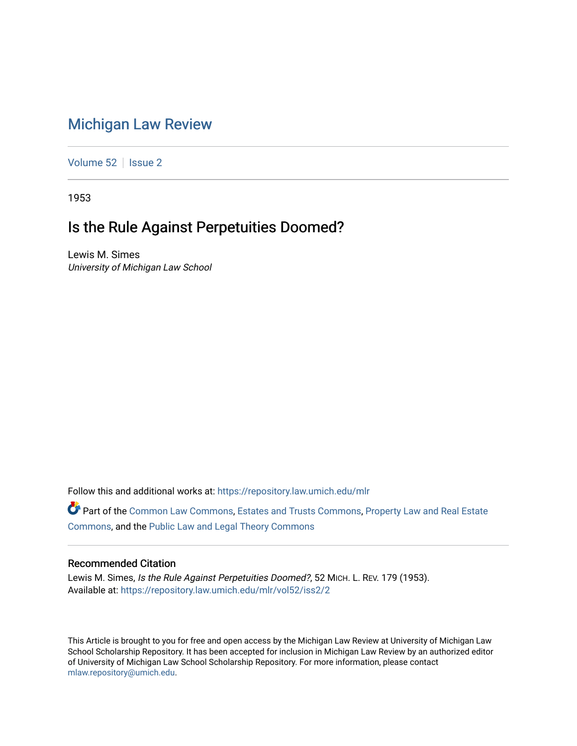# Michigan Law Review

Volume 52 | Issue 2

1953

## Is the Rule Against Perpetuities Doomed?

Lewis M. Simes
*University of Michigan Law School*

Follow this and additional works at: https://repository.law.umich.edu/mlr

Part of the Common Law Commons, Estates and Trusts Commons, Property Law and Real Estate Commons, and the Public Law and Legal Theory Commons

### Recommended Citation

Lewis M. Simes, *Is the Rule Against Perpetuities Doomed?*, 52 MICH. L. REV. 179 (1953).
Available at: https://repository.law.umich.edu/mlr/vol52/iss2/2

This Article is brought to you for free and open access by the Michigan Law Review at University of Michigan Law School Scholarship Repository. It has been accepted for inclusion in Michigan Law Review by an authorized editor of University of Michigan Law School Scholarship Repository. For more information, please contact mlaw.repository@umich.edu.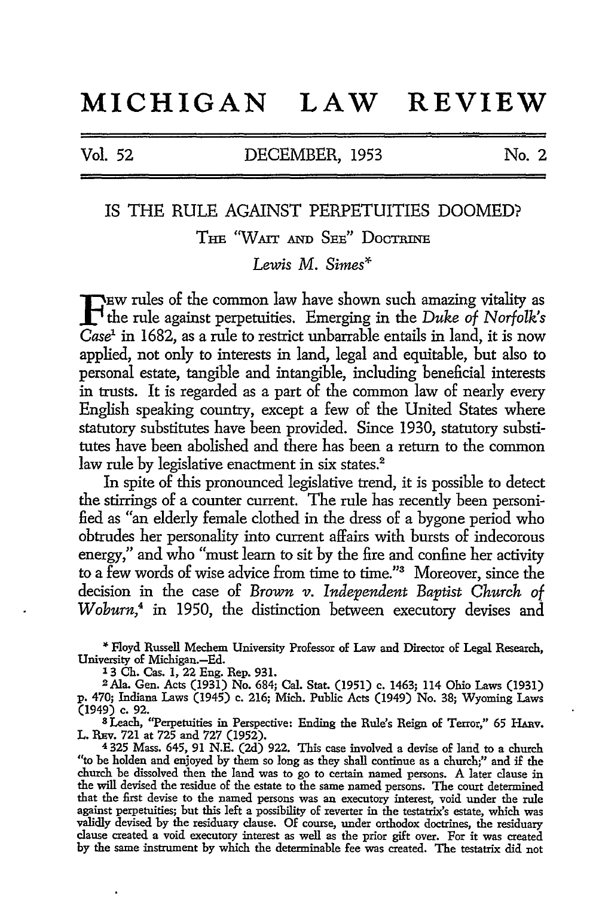# MICHIGAN LAW REVIEW

Vol. 52 DECEMBER, 1953 No. 2

## IS THE RULE AGAINST PERPETUITIES DOOMED?

### THE "WAIT AND SEE" DOCTRINE

*Lewis M. Simes**

Few rules of the common law have shown such amazing vitality as the rule against perpetuities. Emerging in the *Duke of Norfolk's Case*[1] in 1682, as a rule to restrict unbarrable entails in land, it is now applied, not only to interests in land, legal and equitable, but also to personal estate, tangible and intangible, including beneficial interests in trusts. It is regarded as a part of the common law of nearly every English speaking country, except a few of the United States where statutory substitutes have been provided. Since 1930, statutory substitutes have been abolished and there has been a return to the common law rule by legislative enactment in six states.[2]

In spite of this pronounced legislative trend, it is possible to detect the stirrings of a counter current. The rule has recently been personified as "an elderly female clothed in the dress of a bygone period who obtrudes her personality into current affairs with bursts of indecorous energy," and who "must learn to sit by the fire and confine her activity to a few words of wise advice from time to time."[3] Moreover, since the decision in the case of *Brown v. Independent Baptist Church of Woburn*,[4] in 1950, the distinction between executory devises and

---

\* Floyd Russell Mechem University Professor of Law and Director of Legal Research, University of Michigan.—Ed.

[1] 3 Ch. Cas. 1, 22 Eng. Rep. 931.

[2] Ala. Gen. Acts (1931) No. 684; Cal. Stat. (1951) c. 1463; 114 Ohio Laws (1931) p. 470; Indiana Laws (1945) c. 216; Mich. Public Acts (1949) No. 38; Wyoming Laws (1949) c. 92.

[3] Leach, "Perpetuities in Perspective: Ending the Rule's Reign of Terror," 65 HARV. L. REV. 721 at 725 and 727 (1952).

[4] 325 Mass. 645, 91 N.E. (2d) 922. This case involved a devise of land to a church "to be holden and enjoyed by them so long as they shall continue as a church;" and if the church be dissolved then the land was to go to certain named persons. A later clause in the will devised the residue of the estate to the same named persons. The court determined that the first devise to the named persons was an executory interest, void under the rule against perpetuities; but this left a possibility of reverter in the testatrix's estate, which was validly devised by the residuary clause. Of course, under orthodox doctrines, the residuary clause created a void executory interest as well as the prior gift over. For it was created by the same instrument by which the determinable fee was created. The testatrix did not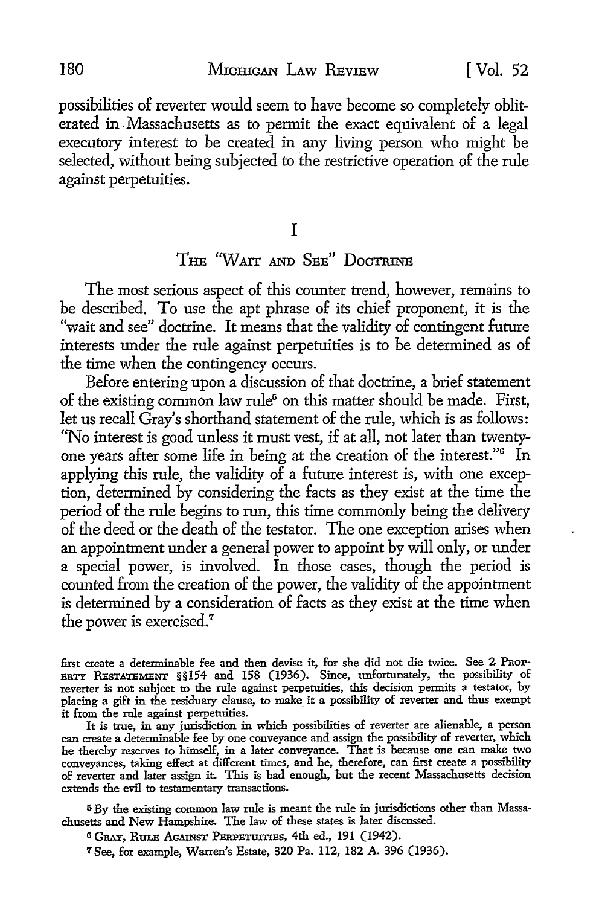possibilities of reverter would seem to have become so completely obliterated in Massachusetts as to permit the exact equivalent of a legal executory interest to be created in any living person who might be selected, without being subjected to the restrictive operation of the rule against perpetuities.

## I

## THE "WAIT AND SEE" DOCTRINE

The most serious aspect of this counter trend, however, remains to be described. To use the apt phrase of its chief proponent, it is the "wait and see" doctrine. It means that the validity of contingent future interests under the rule against perpetuities is to be determined as of the time when the contingency occurs.

Before entering upon a discussion of that doctrine, a brief statement of the existing common law rule[5] on this matter should be made. First, let us recall Gray's shorthand statement of the rule, which is as follows: "No interest is good unless it must vest, if at all, not later than twenty-one years after some life in being at the creation of the interest."[6] In applying this rule, the validity of a future interest is, with one exception, determined by considering the facts as they exist at the time the period of the rule begins to run, this time commonly being the delivery of the deed or the death of the testator. The one exception arises when an appointment under a general power to appoint by will only, or under a special power, is involved. In those cases, though the period is counted from the creation of the power, the validity of the appointment is determined by a consideration of facts as they exist at the time when the power is exercised.[7]

---

first create a determinable fee and then devise it, for she did not die twice. See 2 PROPERTY RESTATEMENT §§154 and 158 (1936). Since, unfortunately, the possibility of reverter is not subject to the rule against perpetuities, this decision permits a testator, by placing a gift in the residuary clause, to make it a possibility of reverter and thus exempt it from the rule against perpetuities.

It is true, in any jurisdiction in which possibilities of reverter are alienable, a person can create a determinable fee by one conveyance and assign the possibility of reverter, which he thereby reserves to himself, in a later conveyance. That is because one can make two conveyances, taking effect at different times, and he, therefore, can first create a possibility of reverter and later assign it. This is bad enough, but the recent Massachusetts decision extends the evil to testamentary transactions.

[5] By the existing common law rule is meant the rule in jurisdictions other than Massachusetts and New Hampshire. The law of these states is later discussed.

[6] GRAY, RULE AGAINST PERPETUITIES, 4th ed., 191 (1942).

[7] See, for example, Warren's Estate, 320 Pa. 112, 182 A. 396 (1936).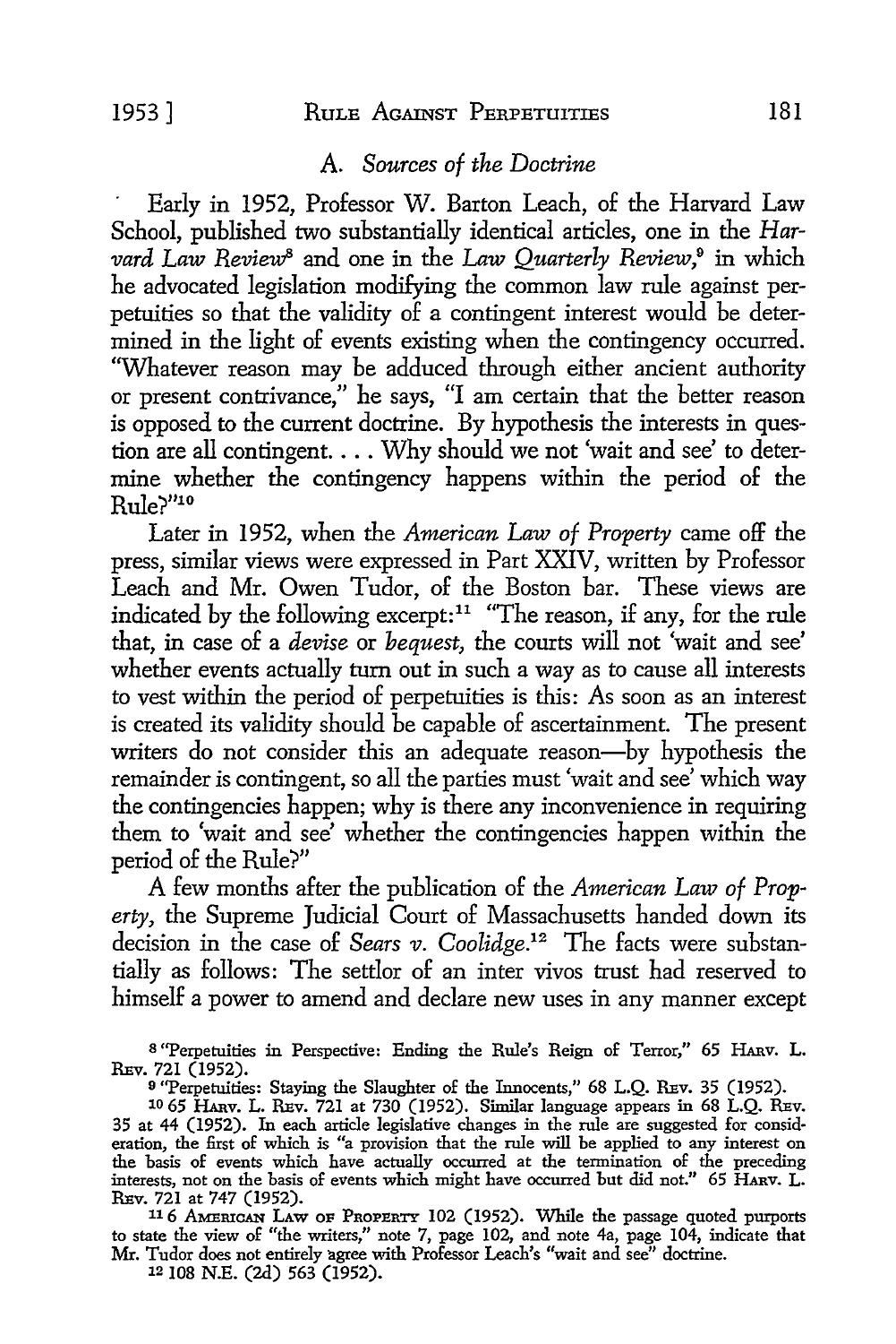### A. *Sources of the Doctrine*

Early in 1952, Professor W. Barton Leach, of the Harvard Law School, published two substantially identical articles, one in the *Harvard Law Review*[8] and one in the *Law Quarterly Review*,[9] in which he advocated legislation modifying the common law rule against perpetuities so that the validity of a contingent interest would be determined in the light of events existing when the contingency occurred. "Whatever reason may be adduced through either ancient authority or present contrivance," he says, "I am certain that the better reason is opposed to the current doctrine. By hypothesis the interests in question are all contingent. . . . Why should we not 'wait and see' to determine whether the contingency happens within the period of the Rule?"[10]

Later in 1952, when the *American Law of Property* came off the press, similar views were expressed in Part XXIV, written by Professor Leach and Mr. Owen Tudor, of the Boston bar. These views are indicated by the following excerpt:[11] "The reason, if any, for the rule that, in case of a *devise* or *bequest*, the courts will not 'wait and see' whether events actually turn out in such a way as to cause all interests to vest within the period of perpetuities is this: As soon as an interest is created its validity should be capable of ascertainment. The present writers do not consider this an adequate reason—by hypothesis the remainder is contingent, so all the parties must 'wait and see' which way the contingencies happen; why is there any inconvenience in requiring them to 'wait and see' whether the contingencies happen within the period of the Rule?"

A few months after the publication of the *American Law of Property*, the Supreme Judicial Court of Massachusetts handed down its decision in the case of *Sears v. Coolidge*.[12] The facts were substantially as follows: The settlor of an inter vivos trust had reserved to himself a power to amend and declare new uses in any manner except

---

[8] "Perpetuities in Perspective: Ending the Rule's Reign of Terror," 65 HARV. L. REV. 721 (1952).

[9] "Perpetuities: Staying the Slaughter of the Innocents," 68 L.Q. REV. 35 (1952).

[10] 65 HARV. L. REV. 721 at 730 (1952). Similar language appears in 68 L.Q. REV. 35 at 44 (1952). In each article legislative changes in the rule are suggested for consideration, the first of which is "a provision that the rule will be applied to any interest on the basis of events which have actually occurred at the termination of the preceding interests, not on the basis of events which might have occurred but did not." 65 HARV. L. REV. 721 at 747 (1952).

[11] 6 AMERICAN LAW OF PROPERTY 102 (1952). While the passage quoted purports to state the view of "the writers," note 7, page 102, and note 4a, page 104, indicate that Mr. Tudor does not entirely agree with Professor Leach's "wait and see" doctrine.

[12] 108 N.E. (2d) 563 (1952).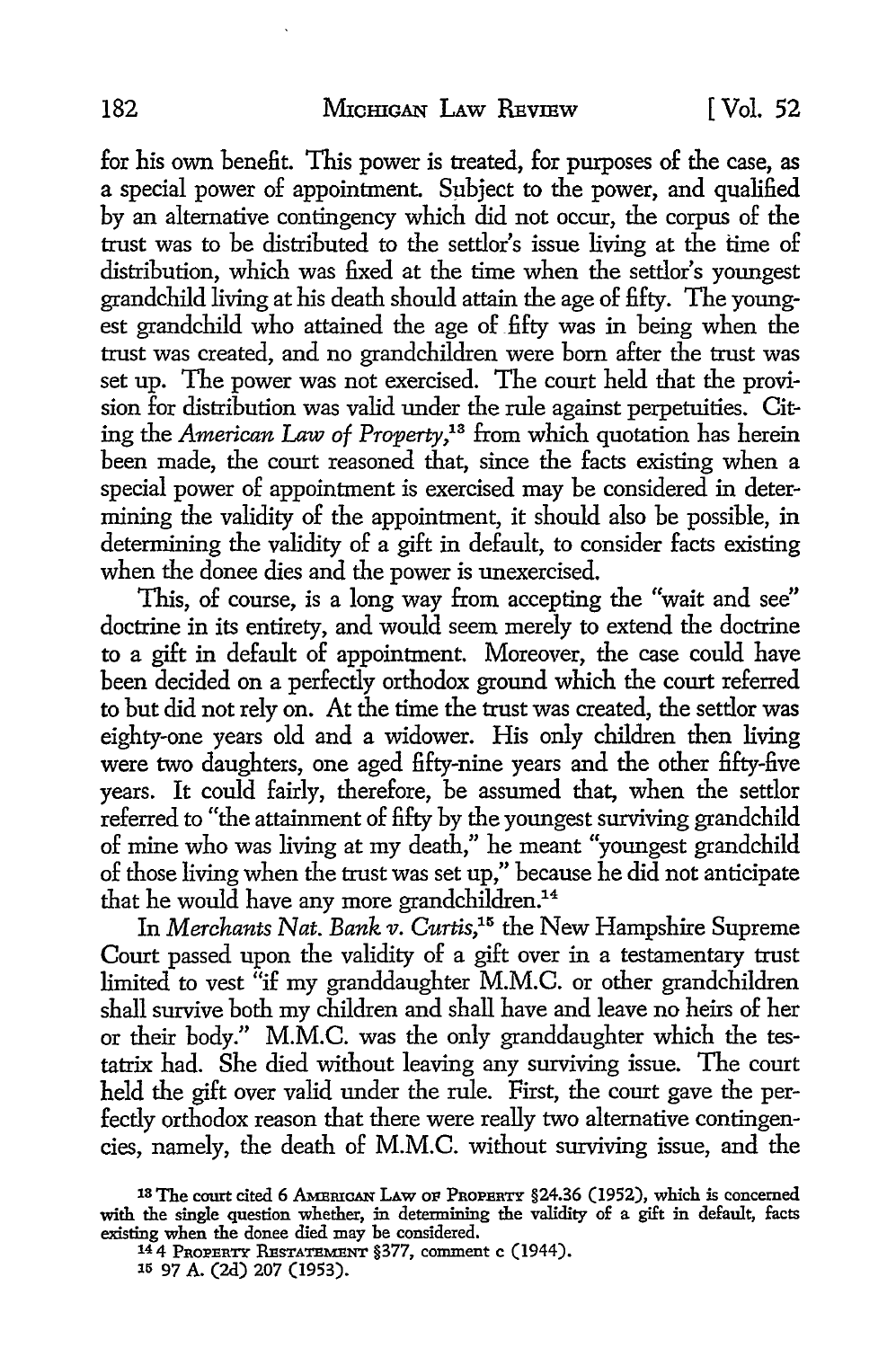for his own benefit. This power is treated, for purposes of the case, as a special power of appointment. Subject to the power, and qualified by an alternative contingency which did not occur, the corpus of the trust was to be distributed to the settlor's issue living at the time of distribution, which was fixed at the time when the settlor's youngest grandchild living at his death should attain the age of fifty. The youngest grandchild who attained the age of fifty was in being when the trust was created, and no grandchildren were born after the trust was set up. The power was not exercised. The court held that the provision for distribution was valid under the rule against perpetuities. Citing the *American Law of Property*,[13] from which quotation has herein been made, the court reasoned that, since the facts existing when a special power of appointment is exercised may be considered in determining the validity of the appointment, it should also be possible, in determining the validity of a gift in default, to consider facts existing when the donee dies and the power is unexercised.

This, of course, is a long way from accepting the "wait and see" doctrine in its entirety, and would seem merely to extend the doctrine to a gift in default of appointment. Moreover, the case could have been decided on a perfectly orthodox ground which the court referred to but did not rely on. At the time the trust was created, the settlor was eighty-one years old and a widower. His only children then living were two daughters, one aged fifty-nine years and the other fifty-five years. It could fairly, therefore, be assumed that, when the settlor referred to "the attainment of fifty by the youngest surviving grandchild of mine who was living at my death," he meant "youngest grandchild of those living when the trust was set up," because he did not anticipate that he would have any more grandchildren.[14]

In *Merchants Nat. Bank v. Curtis*,[15] the New Hampshire Supreme Court passed upon the validity of a gift over in a testamentary trust limited to vest "if my granddaughter M.M.C. or other grandchildren shall survive both my children and shall have and leave no heirs of her or their body." M.M.C. was the only granddaughter which the testatrix had. She died without leaving any surviving issue. The court held the gift over valid under the rule. First, the court gave the perfectly orthodox reason that there were really two alternative contingencies, namely, the death of M.M.C. without surviving issue, and the

---

[13] The court cited 6 American Law of Property §24.36 (1952), which is concerned with the single question whether, in determining the validity of a gift in default, facts existing when the donee died may be considered.

[14] 4 Property Restatement §377, comment c (1944).

[15] 97 A. (2d) 207 (1953).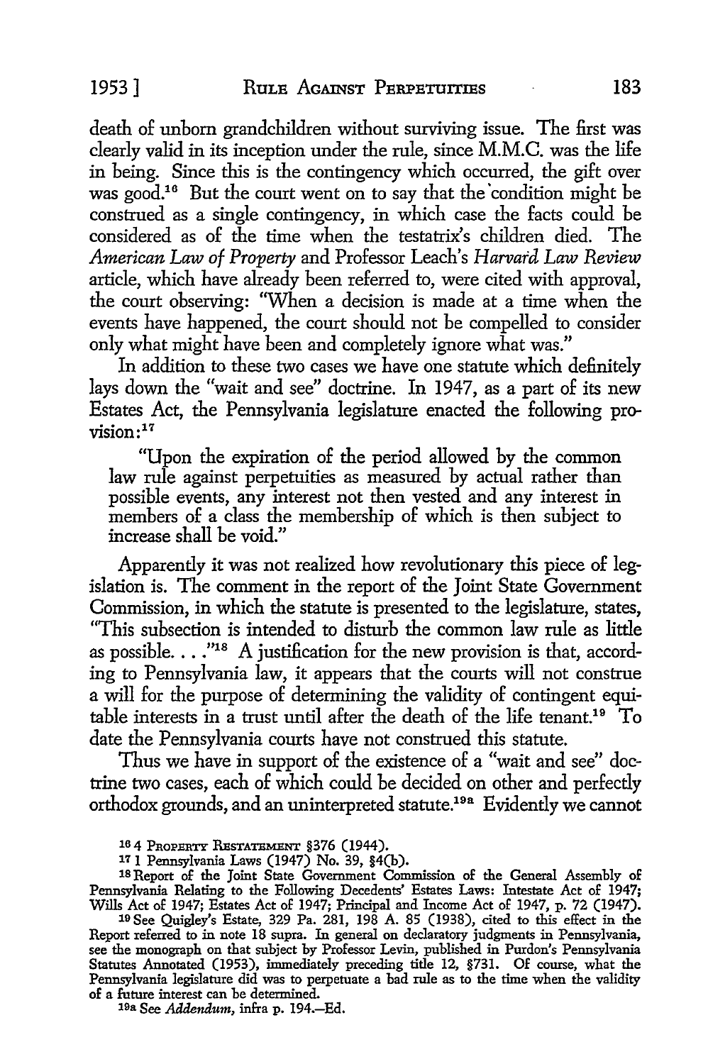death of unborn grandchildren without surviving issue. The first was clearly valid in its inception under the rule, since M.M.C. was the life in being. Since this is the contingency which occurred, the gift over was good.[16] But the court went on to say that the condition might be construed as a single contingency, in which case the facts could be considered as of the time when the testatrix's children died. The *American Law of Property* and Professor Leach's *Harvard Law Review* article, which have already been referred to, were cited with approval, the court observing: "When a decision is made at a time when the events have happened, the court should not be compelled to consider only what might have been and completely ignore what was."

In addition to these two cases we have one statute which definitely lays down the "wait and see" doctrine. In 1947, as a part of its new Estates Act, the Pennsylvania legislature enacted the following provision:[17]

> "Upon the expiration of the period allowed by the common law rule against perpetuities as measured by actual rather than possible events, any interest not then vested and any interest in members of a class the membership of which is then subject to increase shall be void."

Apparently it was not realized how revolutionary this piece of legislation is. The comment in the report of the Joint State Government Commission, in which the statute is presented to the legislature, states, "This subsection is intended to disturb the common law rule as little as possible. . . ."[18] A justification for the new provision is that, according to Pennsylvania law, it appears that the courts will not construe a will for the purpose of determining the validity of contingent equitable interests in a trust until after the death of the life tenant.[19] To date the Pennsylvania courts have not construed this statute.

Thus we have in support of the existence of a "wait and see" doctrine two cases, each of which could be decided on other and perfectly orthodox grounds, and an uninterpreted statute.[19a] Evidently we cannot

[16] 4 Property Restatement §376 (1944).

[17] 1 Pennsylvania Laws (1947) No. 39, §4(b).

[18] Report of the Joint State Government Commission of the General Assembly of Pennsylvania Relating to the Following Decedents' Estates Laws: Intestate Act of 1947; Wills Act of 1947; Estates Act of 1947; Principal and Income Act of 1947, p. 72 (1947).

[19] See Quigley's Estate, 329 Pa. 281, 198 A. 85 (1938), cited to this effect in the Report referred to in note 18 supra. In general on declaratory judgments in Pennsylvania, see the monograph on that subject by Professor Levin, published in Purdon's Pennsylvania Statutes Annotated (1953), immediately preceding title 12, §731. Of course, what the Pennsylvania legislature did was to perpetuate a bad rule as to the time when the validity of a future interest can be determined.

[19a] See *Addendum*, infra p. 194.—Ed.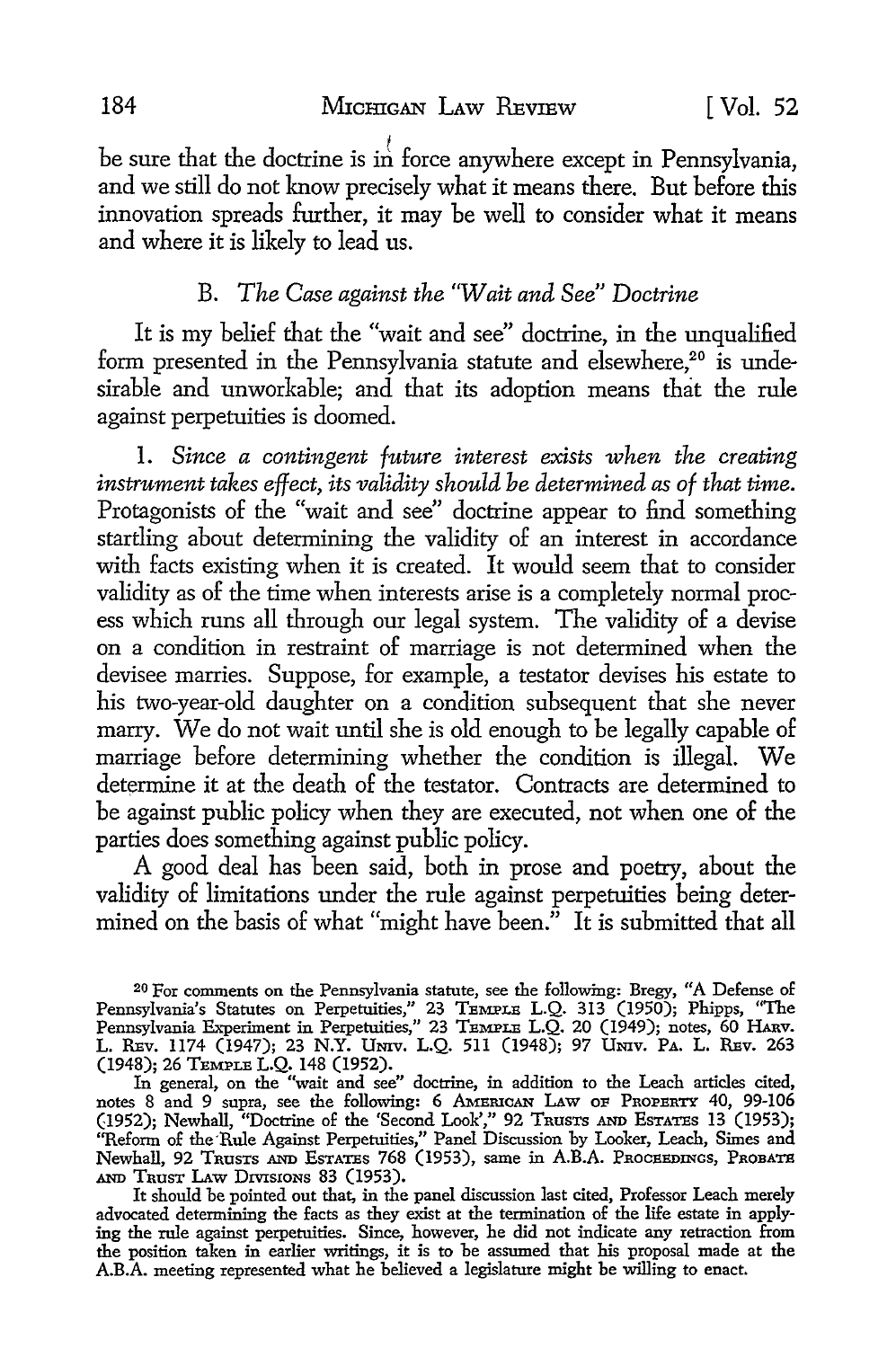be sure that the doctrine is in force anywhere except in Pennsylvania, and we still do not know precisely what it means there. But before this innovation spreads further, it may be well to consider what it means and where it is likely to lead us.

### B. *The Case against the "Wait and See" Doctrine*

It is my belief that the "wait and see" doctrine, in the unqualified form presented in the Pennsylvania statute and elsewhere,[20] is undesirable and unworkable; and that its adoption means that the rule against perpetuities is doomed.

1. *Since a contingent future interest exists when the creating instrument takes effect, its validity should be determined as of that time.* Protagonists of the "wait and see" doctrine appear to find something startling about determining the validity of an interest in accordance with facts existing when it is created. It would seem that to consider validity as of the time when interests arise is a completely normal process which runs all through our legal system. The validity of a devise on a condition in restraint of marriage is not determined when the devisee marries. Suppose, for example, a testator devises his estate to his two-year-old daughter on a condition subsequent that she never marry. We do not wait until she is old enough to be legally capable of marriage before determining whether the condition is illegal. We determine it at the death of the testator. Contracts are determined to be against public policy when they are executed, not when one of the parties does something against public policy.

A good deal has been said, both in prose and poetry, about the validity of limitations under the rule against perpetuities being determined on the basis of what "might have been." It is submitted that all

---

[20] For comments on the Pennsylvania statute, see the following: Bregy, "A Defense of Pennsylvania's Statutes on Perpetuities," 23 TEMPLE L.Q. 313 (1950); Phipps, "The Pennsylvania Experiment in Perpetuities," 23 TEMPLE L.Q. 20 (1949); notes, 60 HARV. L. REV. 1174 (1947); 23 N.Y. UNIV. L.Q. 511 (1948); 97 UNIV. PA. L. REV. 263 (1948); 26 TEMPLE L.Q. 148 (1952).

In general, on the "wait and see" doctrine, in addition to the Leach articles cited, notes 8 and 9 supra, see the following: 6 AMERICAN LAW OF PROPERTY 40, 99-106 (1952); Newhall, "Doctrine of the 'Second Look'," 92 TRUSTS AND ESTATES 13 (1953); "Reform of the Rule Against Perpetuities," Panel Discussion by Looker, Leach, Simes and Newhall, 92 TRUSTS AND ESTATES 768 (1953), same in A.B.A. PROCEEDINGS, PROBATE AND TRUST LAW DIVISIONS 83 (1953).

It should be pointed out that, in the panel discussion last cited, Professor Leach merely advocated determining the facts as they exist at the termination of the life estate in applying the rule against perpetuities. Since, however, he did not indicate any retraction from the position taken in earlier writings, it is to be assumed that his proposal made at the A.B.A. meeting represented what he believed a legislature might be willing to enact.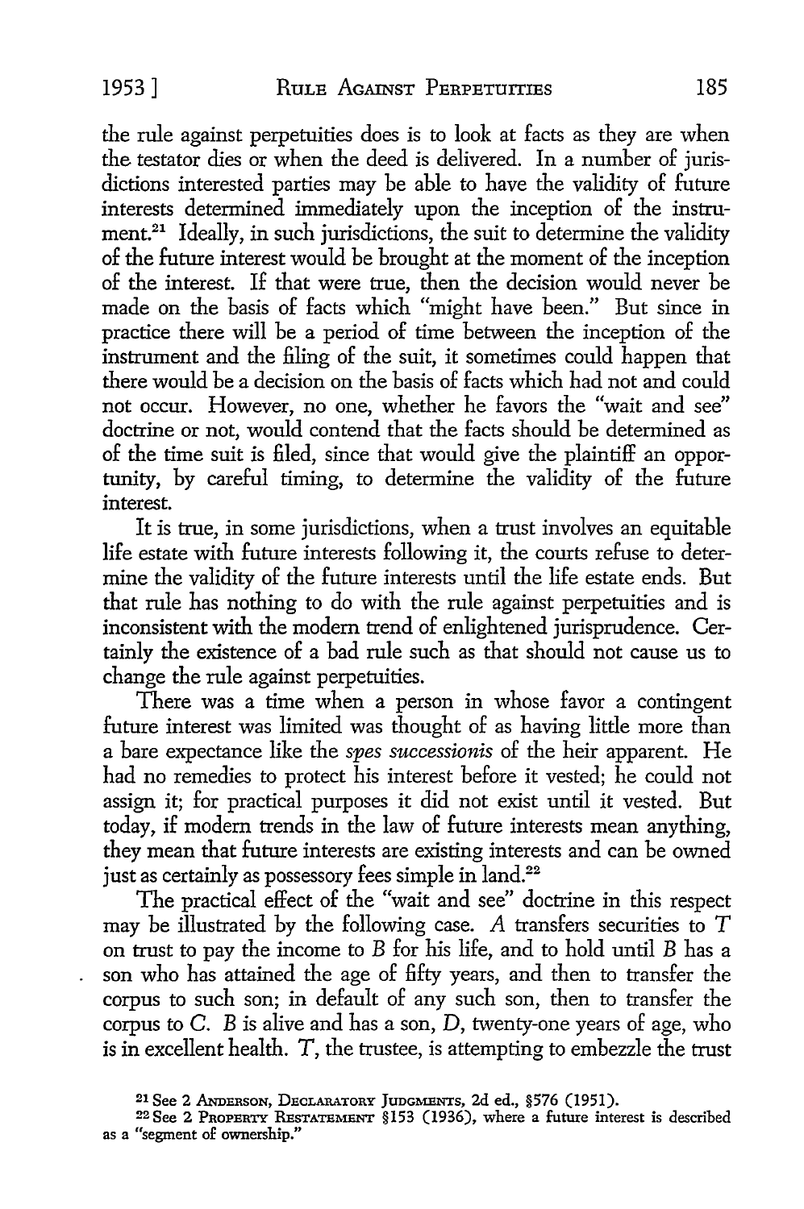the rule against perpetuities does is to look at facts as they are when the testator dies or when the deed is delivered. In a number of jurisdictions interested parties may be able to have the validity of future interests determined immediately upon the inception of the instrument.[21] Ideally, in such jurisdictions, the suit to determine the validity of the future interest would be brought at the moment of the inception of the interest. If that were true, then the decision would never be made on the basis of facts which "might have been." But since in practice there will be a period of time between the inception of the instrument and the filing of the suit, it sometimes could happen that there would be a decision on the basis of facts which had not and could not occur. However, no one, whether he favors the "wait and see" doctrine or not, would contend that the facts should be determined as of the time suit is filed, since that would give the plaintiff an opportunity, by careful timing, to determine the validity of the future interest.

It is true, in some jurisdictions, when a trust involves an equitable life estate with future interests following it, the courts refuse to determine the validity of the future interests until the life estate ends. But that rule has nothing to do with the rule against perpetuities and is inconsistent with the modern trend of enlightened jurisprudence. Certainly the existence of a bad rule such as that should not cause us to change the rule against perpetuities.

There was a time when a person in whose favor a contingent future interest was limited was thought of as having little more than a bare expectance like the *spes successionis* of the heir apparent. He had no remedies to protect his interest before it vested; he could not assign it; for practical purposes it did not exist until it vested. But today, if modern trends in the law of future interests mean anything, they mean that future interests are existing interests and can be owned just as certainly as possessory fees simple in land.[22]

The practical effect of the "wait and see" doctrine in this respect may be illustrated by the following case. *A* transfers securities to *T* on trust to pay the income to *B* for his life, and to hold until *B* has a son who has attained the age of fifty years, and then to transfer the corpus to such son; in default of any such son, then to transfer the corpus to *C*. *B* is alive and has a son, *D*, twenty-one years of age, who is in excellent health. *T*, the trustee, is attempting to embezzle the trust

[21] See 2 Anderson, Declaratory Judgments, 2d ed., §576 (1951).

[22] See 2 Property Restatement §153 (1936), where a future interest is described as a "segment of ownership."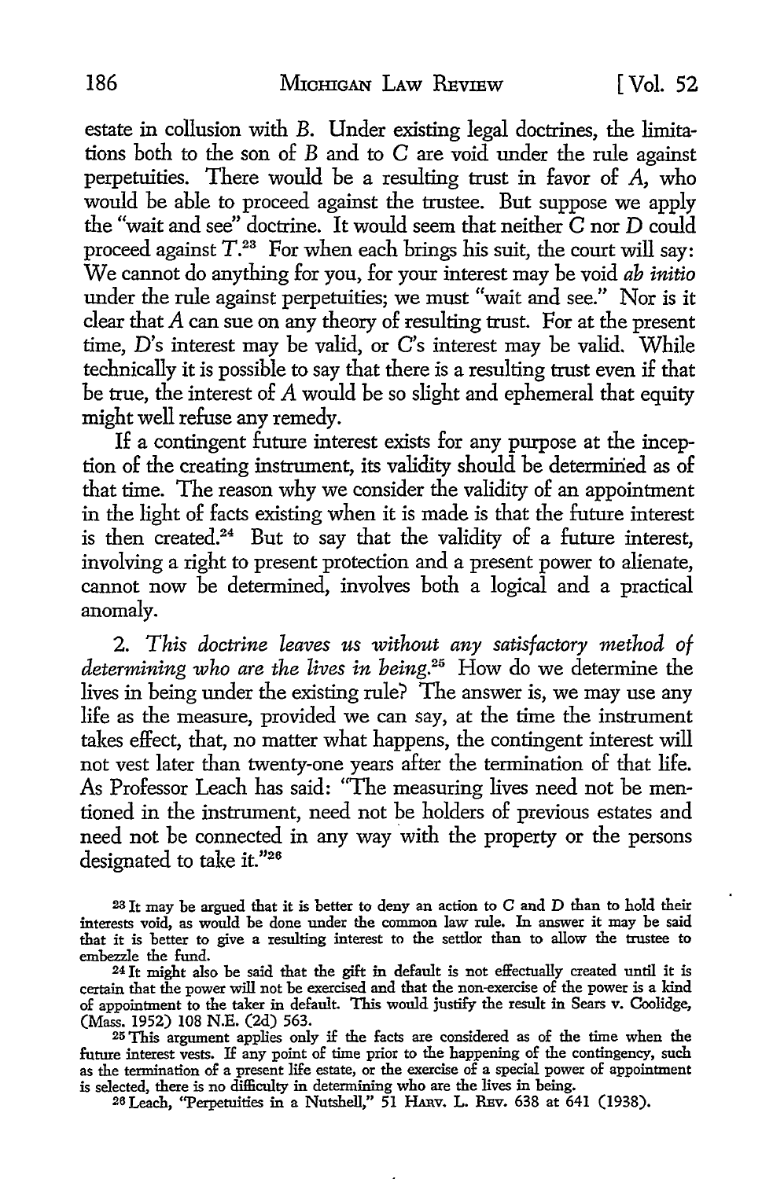estate in collusion with *B*. Under existing legal doctrines, the limitations both to the son of *B* and to *C* are void under the rule against perpetuities. There would be a resulting trust in favor of *A*, who would be able to proceed against the trustee. But suppose we apply the "wait and see" doctrine. It would seem that neither *C* nor *D* could proceed against *T*.[23] For when each brings his suit, the court will say: We cannot do anything for you, for your interest may be void *ab initio* under the rule against perpetuities; we must "wait and see." Nor is it clear that *A* can sue on any theory of resulting trust. For at the present time, *D*'s interest may be valid, or *C*'s interest may be valid. While technically it is possible to say that there is a resulting trust even if that be true, the interest of *A* would be so slight and ephemeral that equity might well refuse any remedy.

If a contingent future interest exists for any purpose at the inception of the creating instrument, its validity should be determined as of that time. The reason why we consider the validity of an appointment in the light of facts existing when it is made is that the future interest is then created.[24] But to say that the validity of a future interest, involving a right to present protection and a present power to alienate, cannot now be determined, involves both a logical and a practical anomaly.

2. *This doctrine leaves us without any satisfactory method of determining who are the lives in being.*[25] How do we determine the lives in being under the existing rule? The answer is, we may use any life as the measure, provided we can say, at the time the instrument takes effect, that, no matter what happens, the contingent interest will not vest later than twenty-one years after the termination of that life. As Professor Leach has said: "The measuring lives need not be mentioned in the instrument, need not be holders of previous estates and need not be connected in any way with the property or the persons designated to take it."[26]

---

[23] It may be argued that it is better to deny an action to *C* and *D* than to hold their interests void, as would be done under the common law rule. In answer it may be said that it is better to give a resulting interest to the settlor than to allow the trustee to embezzle the fund.

[24] It might also be said that the gift in default is not effectually created until it is certain that the power will not be exercised and that the non-exercise of the power is a kind of appointment to the taker in default. This would justify the result in Sears v. Coolidge, (Mass. 1952) 108 N.E. (2d) 563.

[25] This argument applies only if the facts are considered as of the time when the future interest vests. If any point of time prior to the happening of the contingency, such as the termination of a present life estate, or the exercise of a special power of appointment is selected, there is no difficulty in determining who are the lives in being.

[26] Leach, "Perpetuities in a Nutshell," 51 Harv. L. Rev. 638 at 641 (1938).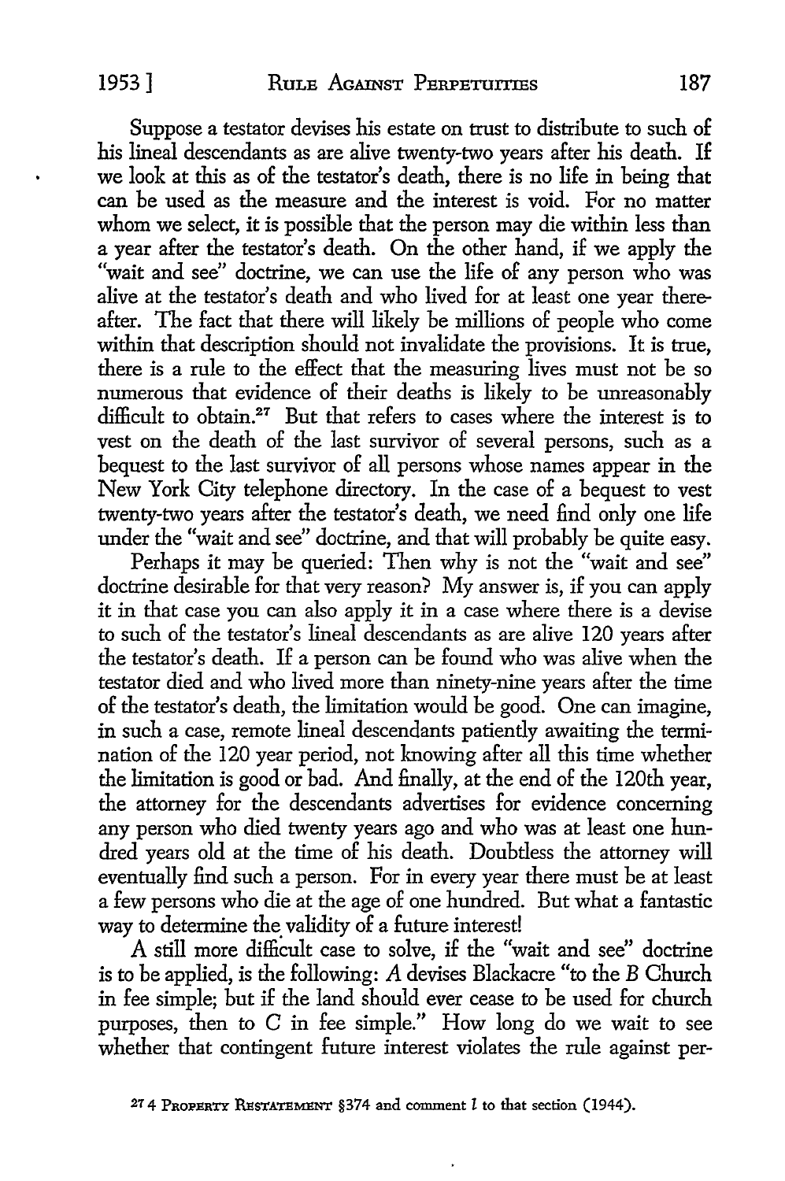Suppose a testator devises his estate on trust to distribute to such of his lineal descendants as are alive twenty-two years after his death. If we look at this as of the testator's death, there is no life in being that can be used as the measure and the interest is void. For no matter whom we select, it is possible that the person may die within less than a year after the testator's death. On the other hand, if we apply the "wait and see" doctrine, we can use the life of any person who was alive at the testator's death and who lived for at least one year thereafter. The fact that there will likely be millions of people who come within that description should not invalidate the provisions. It is true, there is a rule to the effect that the measuring lives must not be so numerous that evidence of their deaths is likely to be unreasonably difficult to obtain.[27] But that refers to cases where the interest is to vest on the death of the last survivor of several persons, such as a bequest to the last survivor of all persons whose names appear in the New York City telephone directory. In the case of a bequest to vest twenty-two years after the testator's death, we need find only one life under the "wait and see" doctrine, and that will probably be quite easy.

Perhaps it may be queried: Then why is not the "wait and see" doctrine desirable for that very reason? My answer is, if you can apply it in that case you can also apply it in a case where there is a devise to such of the testator's lineal descendants as are alive 120 years after the testator's death. If a person can be found who was alive when the testator died and who lived more than ninety-nine years after the time of the testator's death, the limitation would be good. One can imagine, in such a case, remote lineal descendants patiently awaiting the termination of the 120 year period, not knowing after all this time whether the limitation is good or bad. And finally, at the end of the 120th year, the attorney for the descendants advertises for evidence concerning any person who died twenty years ago and who was at least one hundred years old at the time of his death. Doubtless the attorney will eventually find such a person. For in every year there must be at least a few persons who die at the age of one hundred. But what a fantastic way to determine the validity of a future interest!

A still more difficult case to solve, if the "wait and see" doctrine is to be applied, is the following: *A* devises Blackacre "to the *B* Church in fee simple; but if the land should ever cease to be used for church purposes, then to *C* in fee simple." How long do we wait to see whether that contingent future interest violates the rule against per-

[27] 4 PROPERTY RESTATEMENT §374 and comment *l* to that section (1944).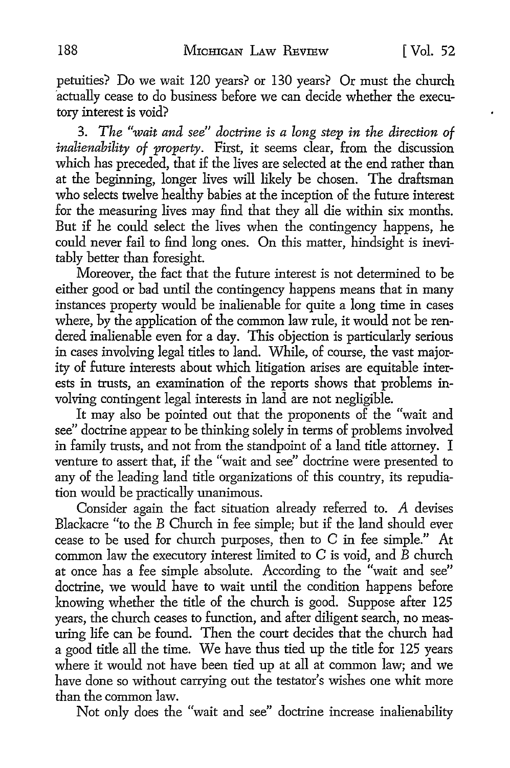petuities? Do we wait 120 years? or 130 years? Or must the church actually cease to do business before we can decide whether the executory interest is void?

3. *The "wait and see" doctrine is a long step in the direction of inalienability of property.* First, it seems clear, from the discussion which has preceded, that if the lives are selected at the end rather than at the beginning, longer lives will likely be chosen. The draftsman who selects twelve healthy babies at the inception of the future interest for the measuring lives may find that they all die within six months. But if he could select the lives when the contingency happens, he could never fail to find long ones. On this matter, hindsight is inevitably better than foresight.

Moreover, the fact that the future interest is not determined to be either good or bad until the contingency happens means that in many instances property would be inalienable for quite a long time in cases where, by the application of the common law rule, it would not be rendered inalienable even for a day. This objection is particularly serious in cases involving legal titles to land. While, of course, the vast majority of future interests about which litigation arises are equitable interests in trusts, an examination of the reports shows that problems involving contingent legal interests in land are not negligible.

It may also be pointed out that the proponents of the "wait and see" doctrine appear to be thinking solely in terms of problems involved in family trusts, and not from the standpoint of a land title attorney. I venture to assert that, if the "wait and see" doctrine were presented to any of the leading land title organizations of this country, its repudiation would be practically unanimous.

Consider again the fact situation already referred to. *A* devises Blackacre "to the *B* Church in fee simple; but if the land should ever cease to be used for church purposes, then to *C* in fee simple." At common law the executory interest limited to *C* is void, and *B* church at once has a fee simple absolute. According to the "wait and see" doctrine, we would have to wait until the condition happens before knowing whether the title of the church is good. Suppose after 125 years, the church ceases to function, and after diligent search, no measuring life can be found. Then the court decides that the church had a good title all the time. We have thus tied up the title for 125 years where it would not have been tied up at all at common law; and we have done so without carrying out the testator's wishes one whit more than the common law.

Not only does the "wait and see" doctrine increase inalienability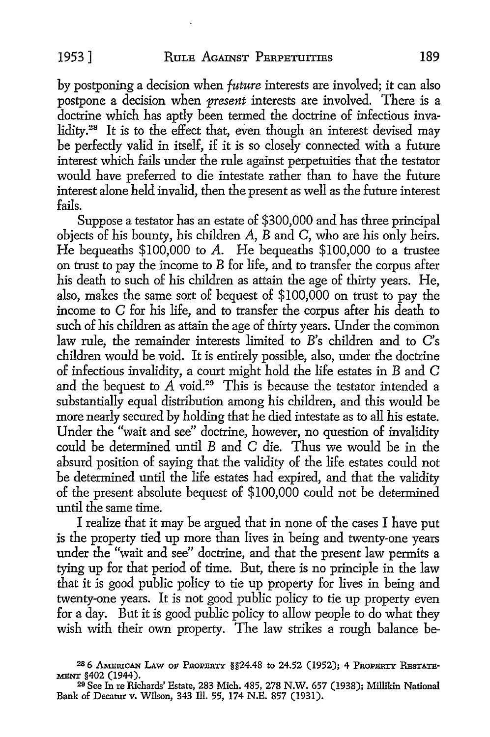by postponing a decision when *future* interests are involved; it can also postpone a decision when *present* interests are involved. There is a doctrine which has aptly been termed the doctrine of infectious invalidity.[28] It is to the effect that, even though an interest devised may be perfectly valid in itself, if it is so closely connected with a future interest which fails under the rule against perpetuities that the testator would have preferred to die intestate rather than to have the future interest alone held invalid, then the present as well as the future interest fails.

Suppose a testator has an estate of $300,000 and has three principal objects of his bounty, his children *A*, *B* and *C*, who are his only heirs. He bequeaths $100,000 to *A*. He bequeaths $100,000 to a trustee on trust to pay the income to *B* for life, and to transfer the corpus after his death to such of his children as attain the age of thirty years. He, also, makes the same sort of bequest of $100,000 on trust to pay the income to *C* for his life, and to transfer the corpus after his death to such of his children as attain the age of thirty years. Under the common law rule, the remainder interests limited to *B*'s children and to *C*'s children would be void. It is entirely possible, also, under the doctrine of infectious invalidity, a court might hold the life estates in *B* and *C* and the bequest to *A* void.[29] This is because the testator intended a substantially equal distribution among his children, and this would be more nearly secured by holding that he died intestate as to all his estate. Under the "wait and see" doctrine, however, no question of invalidity could be determined until *B* and *C* die. Thus we would be in the absurd position of saying that the validity of the life estates could not be determined until the life estates had expired, and that the validity of the present absolute bequest of $100,000 could not be determined until the same time.

I realize that it may be argued that in none of the cases I have put is the property tied up more than lives in being and twenty-one years under the "wait and see" doctrine, and that the present law permits a tying up for that period of time. But, there is no principle in the law that it is good public policy to tie up property for lives in being and twenty-one years. It is not good public policy to tie up property even for a day. But it is good public policy to allow people to do what they wish with their own property. The law strikes a rough balance be-

---

[28] 6 American Law of Property §§24.48 to 24.52 (1952); 4 Property Restatement §402 (1944).

[29] See In re Richards' Estate, 283 Mich. 485, 278 N.W. 657 (1938); Millikin National Bank of Decatur v. Wilson, 343 Ill. 55, 174 N.E. 857 (1931).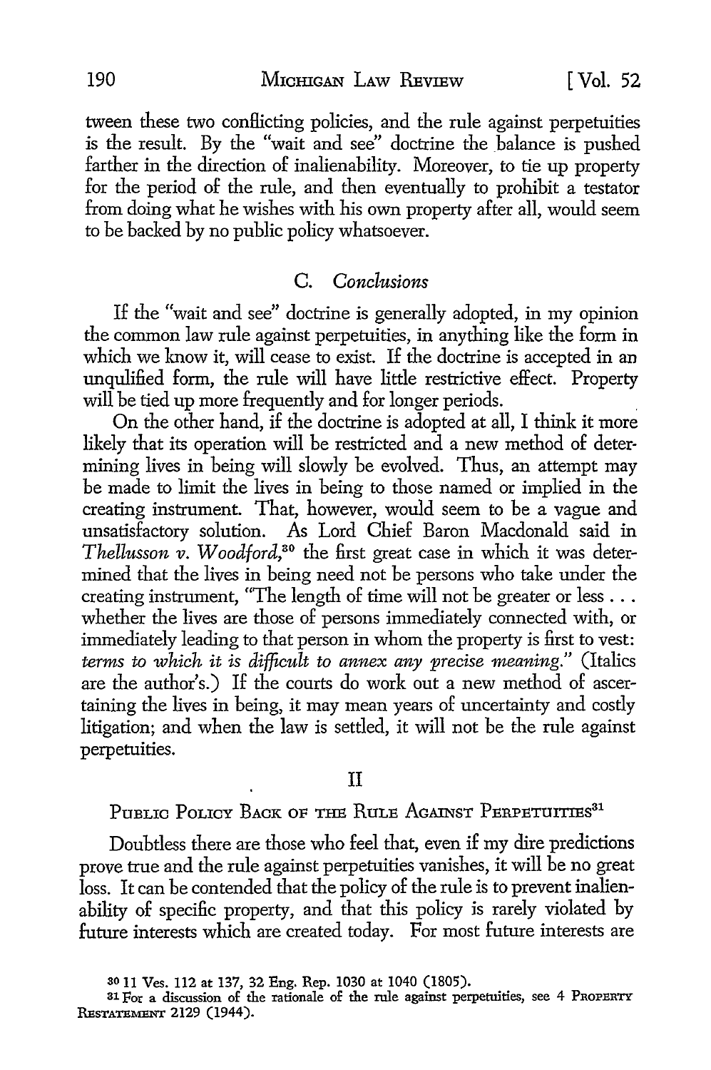tween these two conflicting policies, and the rule against perpetuities is the result. By the "wait and see" doctrine the balance is pushed farther in the direction of inalienability. Moreover, to tie up property for the period of the rule, and then eventually to prohibit a testator from doing what he wishes with his own property after all, would seem to be backed by no public policy whatsoever.

### C. *Conclusions*

If the "wait and see" doctrine is generally adopted, in my opinion the common law rule against perpetuities, in anything like the form in which we know it, will cease to exist. If the doctrine is accepted in an unqulified form, the rule will have little restrictive effect. Property will be tied up more frequently and for longer periods.

On the other hand, if the doctrine is adopted at all, I think it more likely that its operation will be restricted and a new method of determining lives in being will slowly be evolved. Thus, an attempt may be made to limit the lives in being to those named or implied in the creating instrument. That, however, would seem to be a vague and unsatisfactory solution. As Lord Chief Baron Macdonald said in *Thellusson v. Woodford*,[30] the first great case in which it was determined that the lives in being need not be persons who take under the creating instrument, "The length of time will not be greater or less . . . whether the lives are those of persons immediately connected with, or immediately leading to that person in whom the property is first to vest: *terms to which it is difficult to annex any precise meaning.*" (Italics are the author's.) If the courts do work out a new method of ascertaining the lives in being, it may mean years of uncertainty and costly litigation; and when the law is settled, it will not be the rule against perpetuities.

## II

## Public Policy Back of the Rule Against Perpetuities[31]

Doubtless there are those who feel that, even if my dire predictions prove true and the rule against perpetuities vanishes, it will be no great loss. It can be contended that the policy of the rule is to prevent inalienability of specific property, and that this policy is rarely violated by future interests which are created today. For most future interests are

---

[30] 11 Ves. 112 at 137, 32 Eng. Rep. 1030 at 1040 (1805).

[31] For a discussion of the rationale of the rule against perpetuities, see 4 Property Restatement 2129 (1944).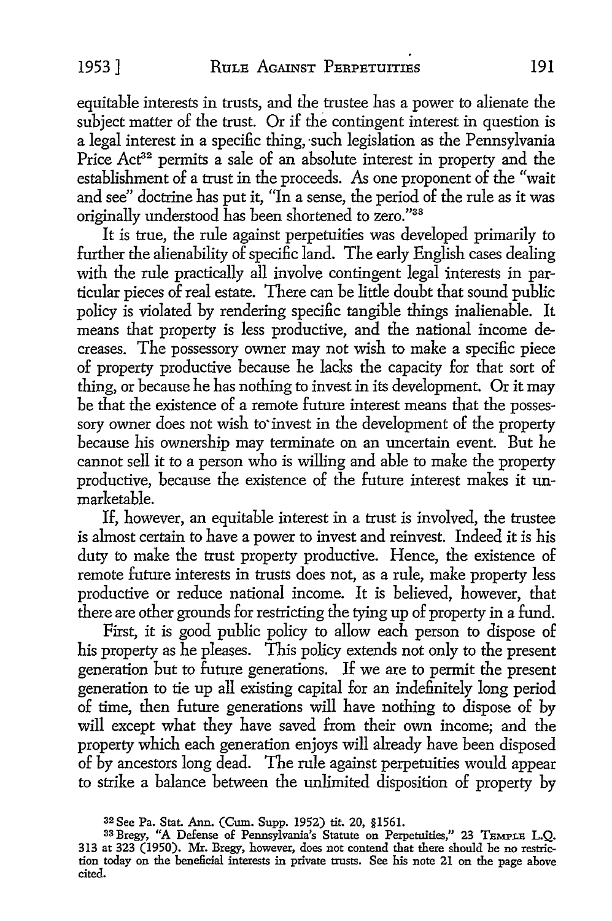equitable interests in trusts, and the trustee has a power to alienate the subject matter of the trust. Or if the contingent interest in question is a legal interest in a specific thing, such legislation as the Pennsylvania Price Act[32] permits a sale of an absolute interest in property and the establishment of a trust in the proceeds. As one proponent of the "wait and see" doctrine has put it, "In a sense, the period of the rule as it was originally understood has been shortened to zero."[33]

It is true, the rule against perpetuities was developed primarily to further the alienability of specific land. The early English cases dealing with the rule practically all involve contingent legal interests in particular pieces of real estate. There can be little doubt that sound public policy is violated by rendering specific tangible things inalienable. It means that property is less productive, and the national income decreases. The possessory owner may not wish to make a specific piece of property productive because he lacks the capacity for that sort of thing, or because he has nothing to invest in its development. Or it may be that the existence of a remote future interest means that the possessory owner does not wish to invest in the development of the property because his ownership may terminate on an uncertain event. But he cannot sell it to a person who is willing and able to make the property productive, because the existence of the future interest makes it unmarketable.

If, however, an equitable interest in a trust is involved, the trustee is almost certain to have a power to invest and reinvest. Indeed it is his duty to make the trust property productive. Hence, the existence of remote future interests in trusts does not, as a rule, make property less productive or reduce national income. It is believed, however, that there are other grounds for restricting the tying up of property in a fund.

First, it is good public policy to allow each person to dispose of his property as he pleases. This policy extends not only to the present generation but to future generations. If we are to permit the present generation to tie up all existing capital for an indefinitely long period of time, then future generations will have nothing to dispose of by will except what they have saved from their own income; and the property which each generation enjoys will already have been disposed of by ancestors long dead. The rule against perpetuities would appear to strike a balance between the unlimited disposition of property by

---

[32] See Pa. Stat. Ann. (Cum. Supp. 1952) tit. 20, §1561.

[33] Bregy, "A Defense of Pennsylvania's Statute on Perpetuities," 23 Temple L.Q. 313 at 323 (1950). Mr. Bregy, however, does not contend that there should be no restriction today on the beneficial interests in private trusts. See his note 21 on the page above cited.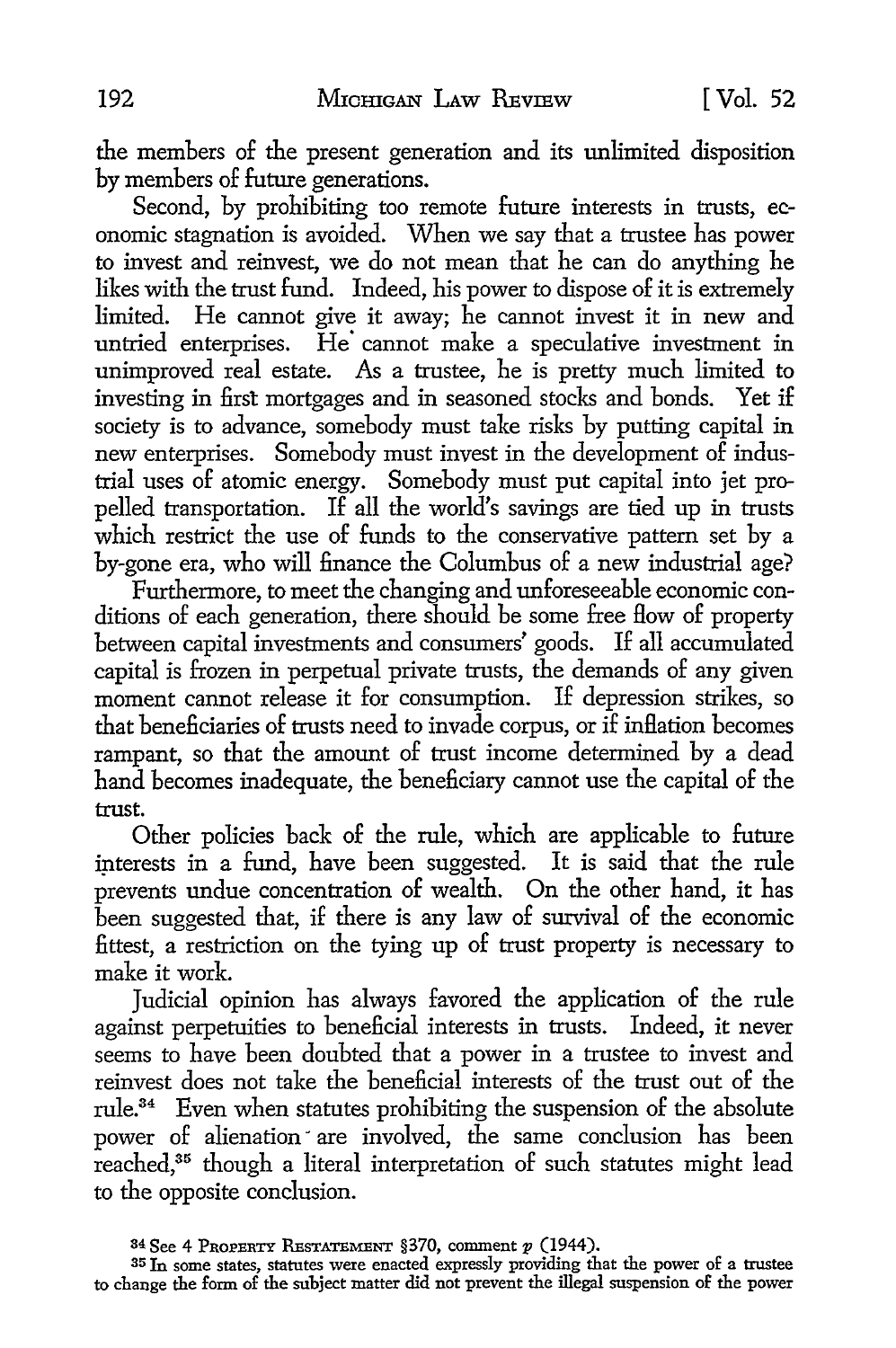the members of the present generation and its unlimited disposition by members of future generations.

Second, by prohibiting too remote future interests in trusts, economic stagnation is avoided. When we say that a trustee has power to invest and reinvest, we do not mean that he can do anything he likes with the trust fund. Indeed, his power to dispose of it is extremely limited. He cannot give it away; he cannot invest it in new and untried enterprises. He cannot make a speculative investment in unimproved real estate. As a trustee, he is pretty much limited to investing in first mortgages and in seasoned stocks and bonds. Yet if society is to advance, somebody must take risks by putting capital in new enterprises. Somebody must invest in the development of industrial uses of atomic energy. Somebody must put capital into jet propelled transportation. If all the world's savings are tied up in trusts which restrict the use of funds to the conservative pattern set by a by-gone era, who will finance the Columbus of a new industrial age?

Furthermore, to meet the changing and unforeseeable economic conditions of each generation, there should be some free flow of property between capital investments and consumers' goods. If all accumulated capital is frozen in perpetual private trusts, the demands of any given moment cannot release it for consumption. If depression strikes, so that beneficiaries of trusts need to invade corpus, or if inflation becomes rampant, so that the amount of trust income determined by a dead hand becomes inadequate, the beneficiary cannot use the capital of the trust.

Other policies back of the rule, which are applicable to future interests in a fund, have been suggested. It is said that the rule prevents undue concentration of wealth. On the other hand, it has been suggested that, if there is any law of survival of the economic fittest, a restriction on the tying up of trust property is necessary to make it work.

Judicial opinion has always favored the application of the rule against perpetuities to beneficial interests in trusts. Indeed, it never seems to have been doubted that a power in a trustee to invest and reinvest does not take the beneficial interests of the trust out of the rule.[34] Even when statutes prohibiting the suspension of the absolute power of alienation are involved, the same conclusion has been reached,[35] though a literal interpretation of such statutes might lead to the opposite conclusion.

[34] See 4 PROPERTY RESTATEMENT §370, comment *p* (1944).

[35] In some states, statutes were enacted expressly providing that the power of a trustee to change the form of the subject matter did not prevent the illegal suspension of the power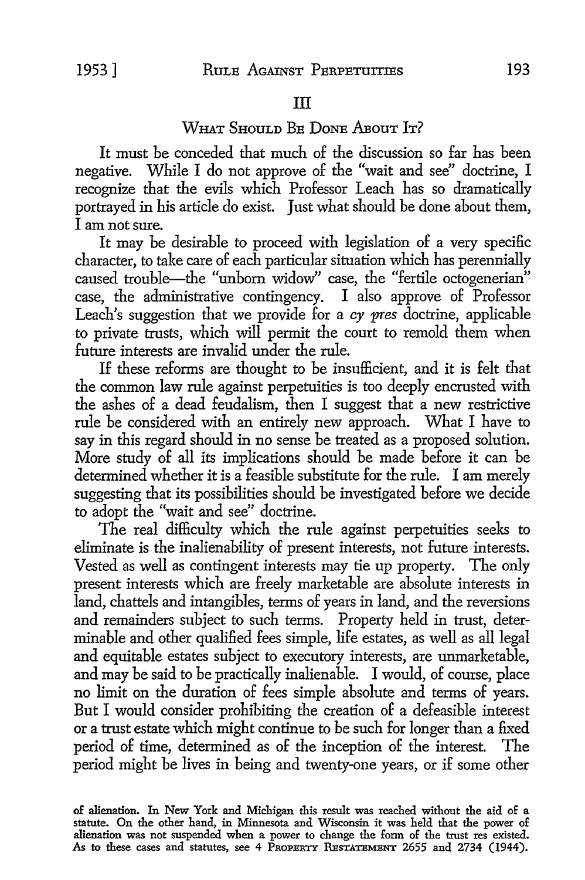## III

### What Should Be Done About It?

It must be conceded that much of the discussion so far has been negative. While I do not approve of the "wait and see" doctrine, I recognize that the evils which Professor Leach has so dramatically portrayed in his article do exist. Just what should be done about them, I am not sure.

It may be desirable to proceed with legislation of a very specific character, to take care of each particular situation which has perennially caused trouble—the "unborn widow" case, the "fertile octogenerian" case, the administrative contingency. I also approve of Professor Leach's suggestion that we provide for a *cy pres* doctrine, applicable to private trusts, which will permit the court to remold them when future interests are invalid under the rule.

If these reforms are thought to be insufficient, and it is felt that the common law rule against perpetuities is too deeply encrusted with the ashes of a dead feudalism, then I suggest that a new restrictive rule be considered with an entirely new approach. What I have to say in this regard should in no sense be treated as a proposed solution. More study of all its implications should be made before it can be determined whether it is a feasible substitute for the rule. I am merely suggesting that its possibilities should be investigated before we decide to adopt the "wait and see" doctrine.

The real difficulty which the rule against perpetuities seeks to eliminate is the inalienability of present interests, not future interests. Vested as well as contingent interests may tie up property. The only present interests which are freely marketable are absolute interests in land, chattels and intangibles, terms of years in land, and the reversions and remainders subject to such terms. Property held in trust, determinable and other qualified fees simple, life estates, as well as all legal and equitable estates subject to executory interests, are unmarketable, and may be said to be practically inalienable. I would, of course, place no limit on the duration of fees simple absolute and terms of years. But I would consider prohibiting the creation of a defeasible interest or a trust estate which might continue to be such for longer than a fixed period of time, determined as of the inception of the interest. The period might be lives in being and twenty-one years, or if some other

---

of alienation. In New York and Michigan this result was reached without the aid of a statute. On the other hand, in Minnesota and Wisconsin it was held that the power of alienation was not suspended when a power to change the form of the trust res existed. As to these cases and statutes, see 4 Property Restatement 2655 and 2734 (1944).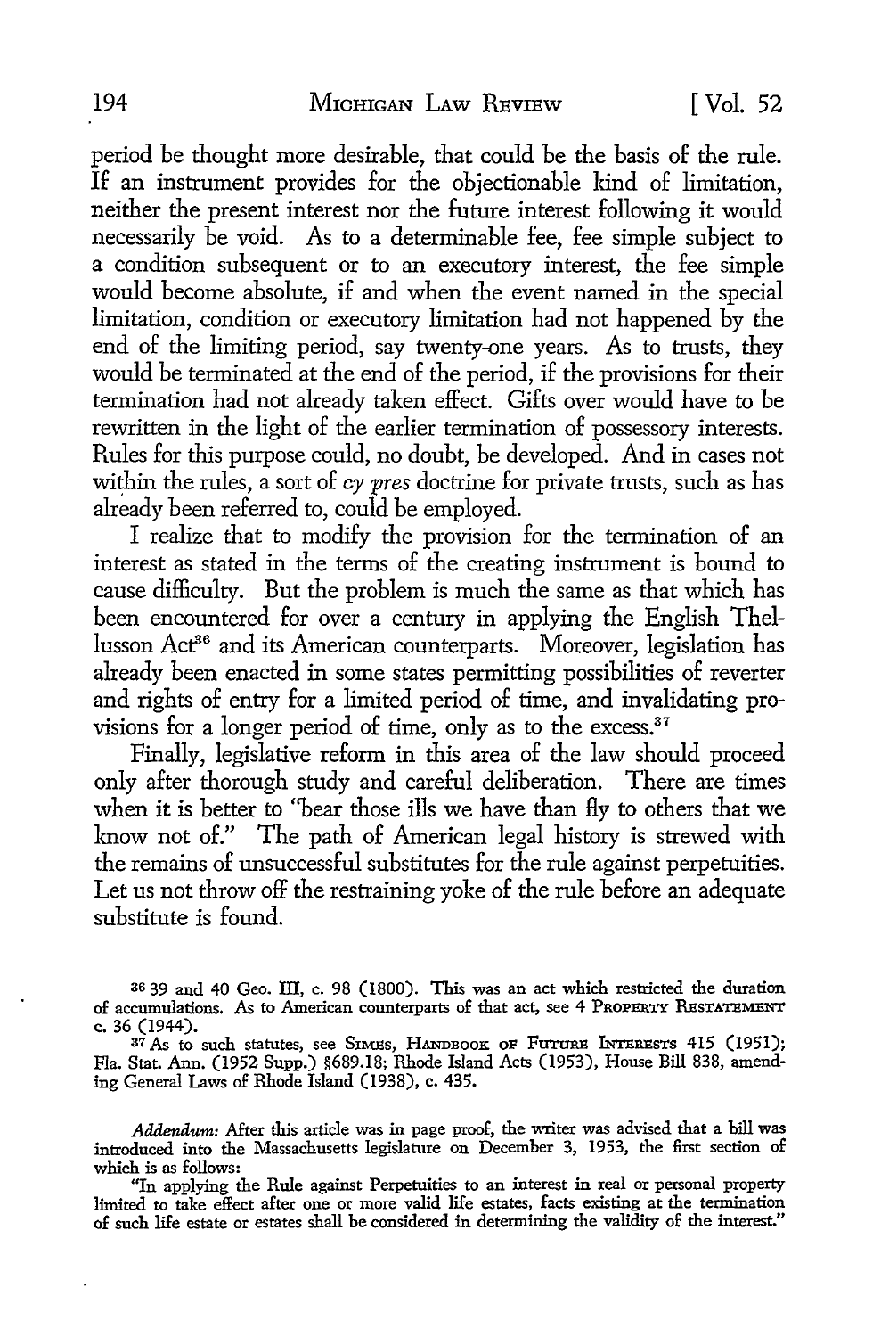period be thought more desirable, that could be the basis of the rule. If an instrument provides for the objectionable kind of limitation, neither the present interest nor the future interest following it would necessarily be void. As to a determinable fee, fee simple subject to a condition subsequent or to an executory interest, the fee simple would become absolute, if and when the event named in the special limitation, condition or executory limitation had not happened by the end of the limiting period, say twenty-one years. As to trusts, they would be terminated at the end of the period, if the provisions for their termination had not already taken effect. Gifts over would have to be rewritten in the light of the earlier termination of possessory interests. Rules for this purpose could, no doubt, be developed. And in cases not within the rules, a sort of *cy pres* doctrine for private trusts, such as has already been referred to, could be employed.

I realize that to modify the provision for the termination of an interest as stated in the terms of the creating instrument is bound to cause difficulty. But the problem is much the same as that which has been encountered for over a century in applying the English Thellusson Act[36] and its American counterparts. Moreover, legislation has already been enacted in some states permitting possibilities of reverter and rights of entry for a limited period of time, and invalidating provisions for a longer period of time, only as to the excess.[37]

Finally, legislative reform in this area of the law should proceed only after thorough study and careful deliberation. There are times when it is better to "bear those ills we have than fly to others that we know not of." The path of American legal history is strewed with the remains of unsuccessful substitutes for the rule against perpetuities. Let us not throw off the restraining yoke of the rule before an adequate substitute is found.

[36] 39 and 40 Geo. III, c. 98 (1800). This was an act which restricted the duration of accumulations. As to American counterparts of that act, see 4 PROPERTY RESTATEMENT c. 36 (1944).

[37] As to such statutes, see SIMES, HANDBOOK OF FUTURE INTERESTS 415 (1951); Fla. Stat. Ann. (1952 Supp.) §689.18; Rhode Island Acts (1953), House Bill 838, amending General Laws of Rhode Island (1938), c. 435.

*Addendum:* After this article was in page proof, the writer was advised that a bill was introduced into the Massachusetts legislature on December 3, 1953, the first section of which is as follows:

"In applying the Rule against Perpetuities to an interest in real or personal property limited to take effect after one or more valid life estates, facts existing at the termination of such life estate or estates shall be considered in determining the validity of the interest."